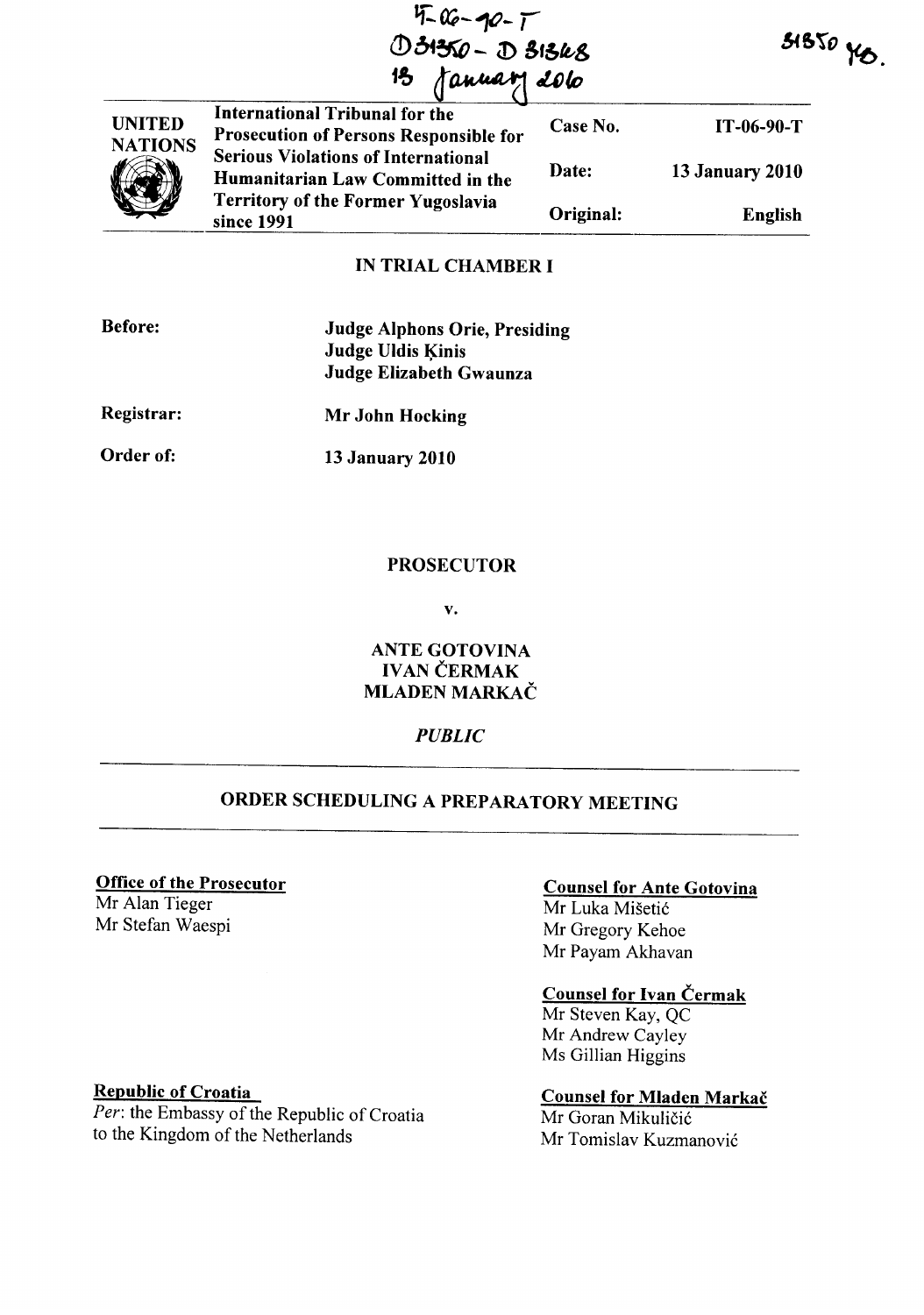IT-06-90-T
D31350 - D31348
13 January 2010

31350 YB.

| UNITED NATIONS | International Tribunal for the Prosecution of Persons Responsible for Serious Violations of International Humanitarian Law Committed in the Territory of the Former Yugoslavia since 1991 | Case No. | IT-06-90-T |
|---|---|---|---|
| | | Date: | 13 January 2010 |
| | | Original: | English |

## IN TRIAL CHAMBER I

**Before:** **Judge Alphons Orie, Presiding**
**Judge Uldis Ķinis**
**Judge Elizabeth Gwaunza**

**Registrar:** **Mr John Hocking**

**Order of:** **13 January 2010**

**PROSECUTOR**

**v.**

**ANTE GOTOVINA**
**IVAN ČERMAK**
**MLADEN MARKAČ**

***PUBLIC***

## ORDER SCHEDULING A PREPARATORY MEETING

**Office of the Prosecutor**
Mr Alan Tieger
Mr Stefan Waespi

**Republic of Croatia**
*Per*: the Embassy of the Republic of Croatia to the Kingdom of the Netherlands

**Counsel for Ante Gotovina**
Mr Luka Mišetić
Mr Gregory Kehoe
Mr Payam Akhavan

**Counsel for Ivan Čermak**
Mr Steven Kay, QC
Mr Andrew Cayley
Ms Gillian Higgins

**Counsel for Mladen Markač**
Mr Goran Mikuličić
Mr Tomislav Kuzmanović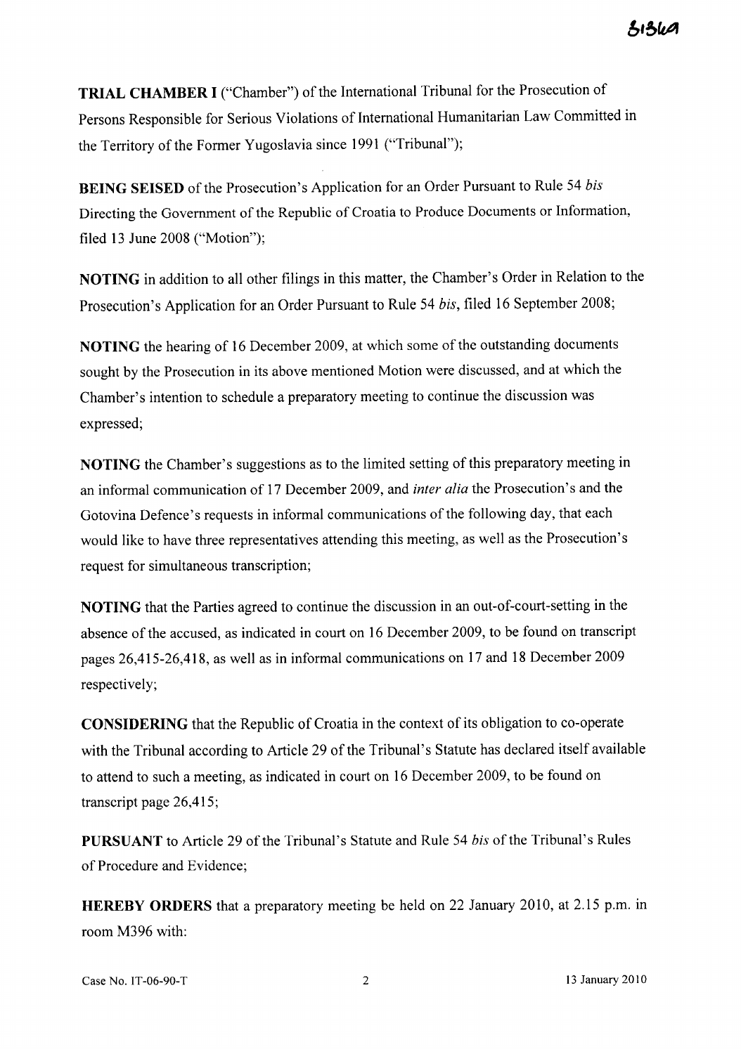**TRIAL CHAMBER I** ("Chamber") of the International Tribunal for the Prosecution of Persons Responsible for Serious Violations of International Humanitarian Law Committed in the Territory of the Former Yugoslavia since 1991 ("Tribunal");

**BEING SEISED** of the Prosecution's Application for an Order Pursuant to Rule 54 *bis* Directing the Government of the Republic of Croatia to Produce Documents or Information, filed 13 June 2008 ("Motion");

**NOTING** in addition to all other filings in this matter, the Chamber's Order in Relation to the Prosecution's Application for an Order Pursuant to Rule 54 *bis*, filed 16 September 2008;

**NOTING** the hearing of 16 December 2009, at which some of the outstanding documents sought by the Prosecution in its above mentioned Motion were discussed, and at which the Chamber's intention to schedule a preparatory meeting to continue the discussion was expressed;

**NOTING** the Chamber's suggestions as to the limited setting of this preparatory meeting in an informal communication of 17 December 2009, and *inter alia* the Prosecution's and the Gotovina Defence's requests in informal communications of the following day, that each would like to have three representatives attending this meeting, as well as the Prosecution's request for simultaneous transcription;

**NOTING** that the Parties agreed to continue the discussion in an out-of-court-setting in the absence of the accused, as indicated in court on 16 December 2009, to be found on transcript pages 26,415-26,418, as well as in informal communications on 17 and 18 December 2009 respectively;

**CONSIDERING** that the Republic of Croatia in the context of its obligation to co-operate with the Tribunal according to Article 29 of the Tribunal's Statute has declared itself available to attend to such a meeting, as indicated in court on 16 December 2009, to be found on transcript page 26,415;

**PURSUANT** to Article 29 of the Tribunal's Statute and Rule 54 *bis* of the Tribunal's Rules of Procedure and Evidence;

**HEREBY ORDERS** that a preparatory meeting be held on 22 January 2010, at 2.15 p.m. in room M396 with: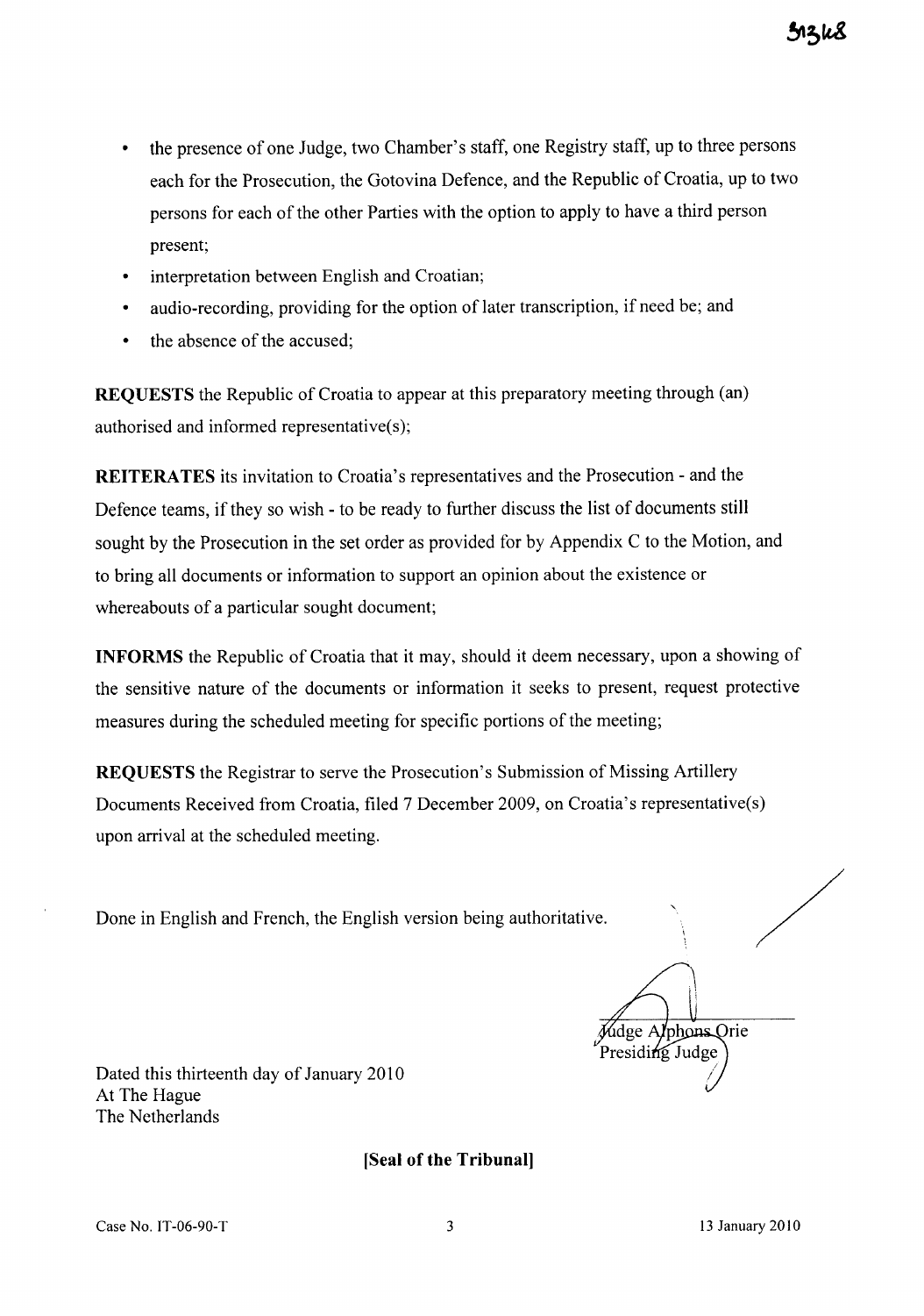- the presence of one Judge, two Chamber's staff, one Registry staff, up to three persons each for the Prosecution, the Gotovina Defence, and the Republic of Croatia, up to two persons for each of the other Parties with the option to apply to have a third person present;
- interpretation between English and Croatian;
- audio-recording, providing for the option of later transcription, if need be; and
- the absence of the accused;

**REQUESTS** the Republic of Croatia to appear at this preparatory meeting through (an) authorised and informed representative(s);

**REITERATES** its invitation to Croatia's representatives and the Prosecution - and the Defence teams, if they so wish - to be ready to further discuss the list of documents still sought by the Prosecution in the set order as provided for by Appendix C to the Motion, and to bring all documents or information to support an opinion about the existence or whereabouts of a particular sought document;

**INFORMS** the Republic of Croatia that it may, should it deem necessary, upon a showing of the sensitive nature of the documents or information it seeks to present, request protective measures during the scheduled meeting for specific portions of the meeting;

**REQUESTS** the Registrar to serve the Prosecution's Submission of Missing Artillery Documents Received from Croatia, filed 7 December 2009, on Croatia's representative(s) upon arrival at the scheduled meeting.

Done in English and French, the English version being authoritative.

Judge Alphons Orie
Presiding Judge

Dated this thirteenth day of January 2010
At The Hague
The Netherlands

**[Seal of the Tribunal]**